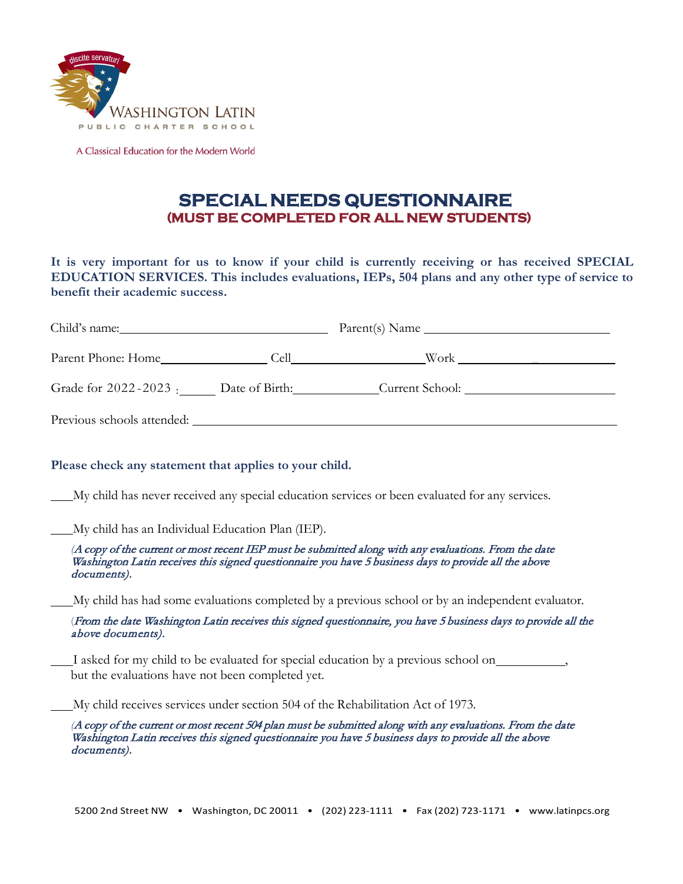discite servaturi

WASHINGTON LATIN
PUBLIC CHARTER SCHOOL

A Classical Education for the Modern World

# SPECIAL NEEDS QUESTIONNAIRE
## (MUST BE COMPLETED FOR ALL NEW STUDENTS)

**It is very important for us to know if your child is currently receiving or has received SPECIAL EDUCATION SERVICES. This includes evaluations, IEPs, 504 plans and any other type of service to benefit their academic success.**

Child's name:________________________________ Parent(s) Name ____________________________

Parent Phone: Home________________ Cell____________________ Work ________________________

Grade for 2022-2023 : ______ Date of Birth:____________ Current School: ______________________

Previous schools attended: ______________________________________________________________

**Please check any statement that applies to your child.**

___My child has never received any special education services or been evaluated for any services.

___My child has an Individual Education Plan (IEP).

*(A copy of the current or most recent IEP must be submitted along with any evaluations. From the date Washington Latin receives this signed questionnaire you have 5 business days to provide all the above documents).*

___My child has had some evaluations completed by a previous school or by an independent evaluator.

*(From the date Washington Latin receives this signed questionnaire, you have 5 business days to provide all the above documents).*

___I asked for my child to be evaluated for special education by a previous school on__________, but the evaluations have not been completed yet.

___My child receives services under section 504 of the Rehabilitation Act of 1973.

*(A copy of the current or most recent 504 plan must be submitted along with any evaluations. From the date Washington Latin receives this signed questionnaire you have 5 business days to provide all the above documents).*

5200 2nd Street NW • Washington, DC 20011 • (202) 223-1111 • Fax (202) 723-1171 • www.latinpcs.org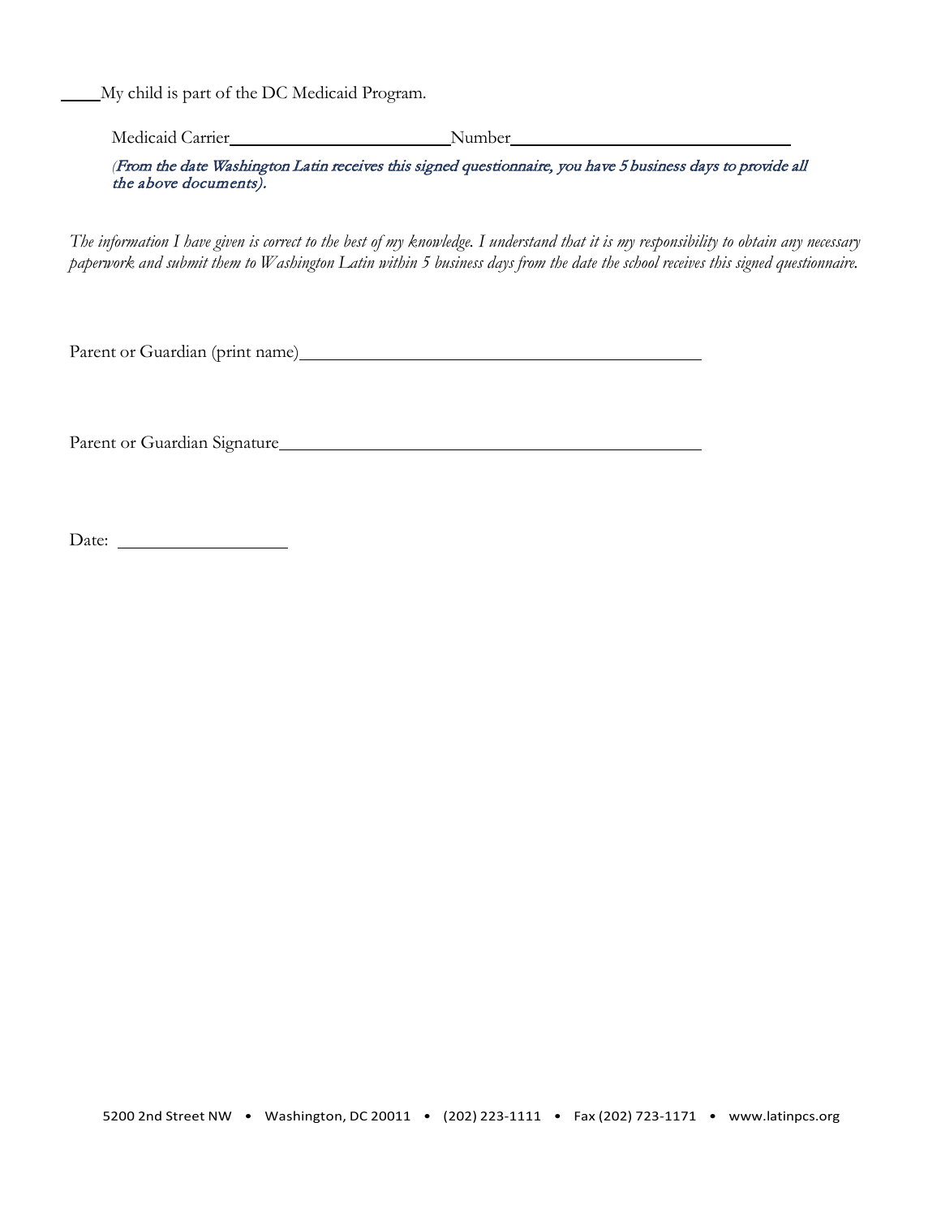_____ My child is part of the DC Medicaid Program.

Medicaid Carrier_________________________ Number______________________________

*(From the date Washington Latin receives this signed questionnaire, you have 5 business days to provide all the above documents).*

*The information I have given is correct to the best of my knowledge. I understand that it is my responsibility to obtain any necessary paperwork and submit them to Washington Latin within 5 business days from the date the school receives this signed questionnaire.*

Parent or Guardian (print name)_____________________________________________

Parent or Guardian Signature_______________________________________________

Date: ___________________

5200 2nd Street NW • Washington, DC 20011 • (202) 223-1111 • Fax (202) 723-1171 • www.latinpcs.org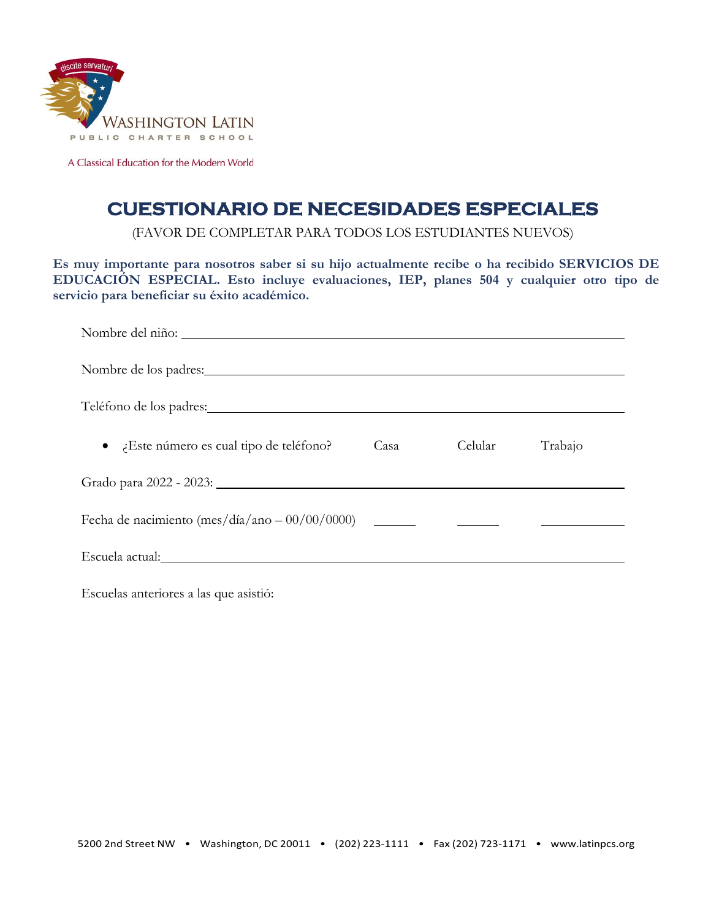Washington Latin Public Charter School

A Classical Education for the Modern World

# CUESTIONARIO DE NECESIDADES ESPECIALES

(FAVOR DE COMPLETAR PARA TODOS LOS ESTUDIANTES NUEVOS)

**Es muy importante para nosotros saber si su hijo actualmente recibe o ha recibido SERVICIOS DE EDUCACIÓN ESPECIAL. Esto incluye evaluaciones, IEP, planes 504 y cualquier otro tipo de servicio para beneficiar su éxito académico.**

Nombre del niño: ______________________________

Nombre de los padres: ______________________________

Teléfono de los padres: ______________________________

- ¿Este número es cual tipo de teléfono? Casa Celular Trabajo

Grado para 2022 - 2023: ______________________________

Fecha de nacimiento (mes/día/ano – 00/00/0000) ______ ______ __________

Escuela actual: ______________________________

Escuelas anteriores a las que asistió:

5200 2nd Street NW • Washington, DC 20011 • (202) 223-1111 • Fax (202) 723-1171 • www.latinpcs.org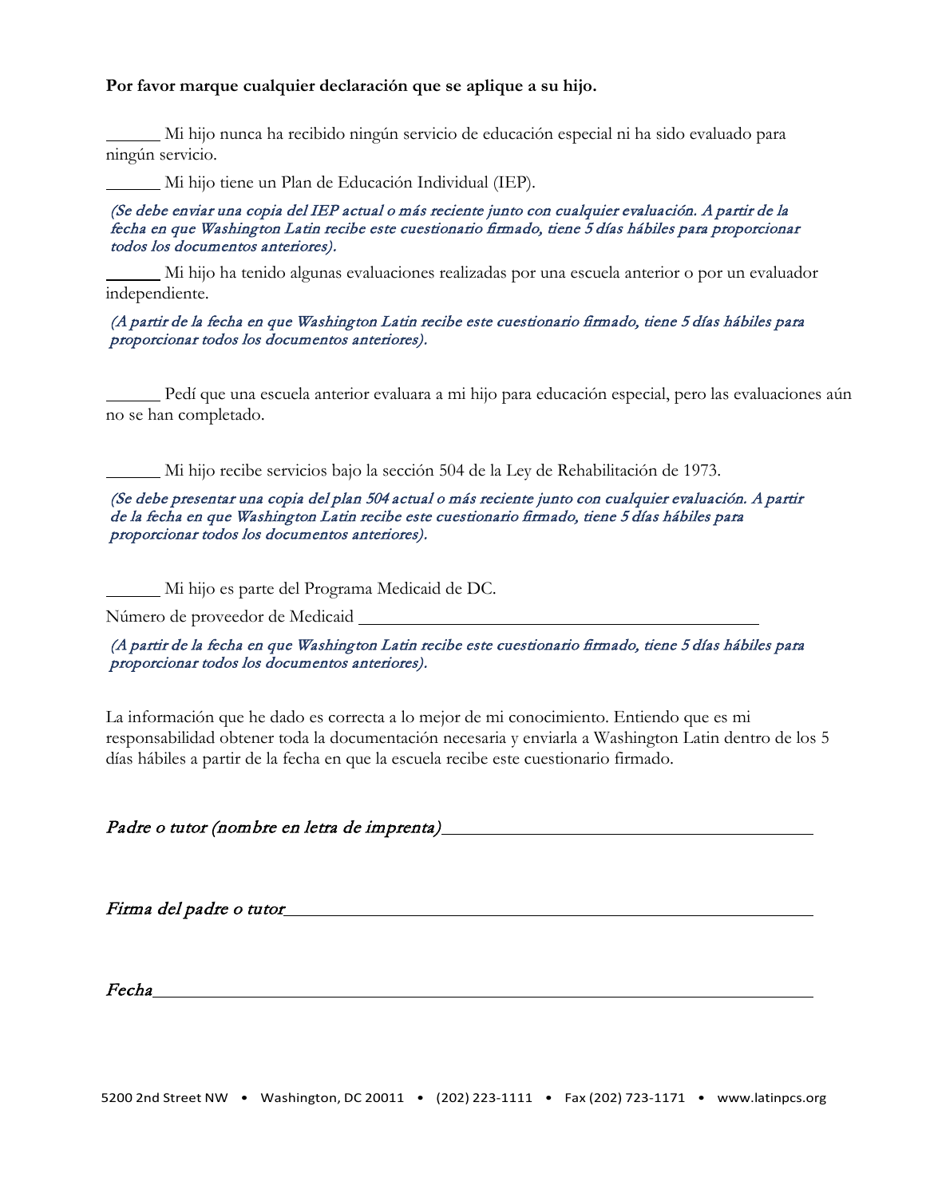**Por favor marque cualquier declaración que se aplique a su hijo.**

______ Mi hijo nunca ha recibido ningún servicio de educación especial ni ha sido evaluado para ningún servicio.

______ Mi hijo tiene un Plan de Educación Individual (IEP).

*(Se debe enviar una copia del IEP actual o más reciente junto con cualquier evaluación. A partir de la fecha en que Washington Latin recibe este cuestionario firmado, tiene 5 días hábiles para proporcionar todos los documentos anteriores).*

______ Mi hijo ha tenido algunas evaluaciones realizadas por una escuela anterior o por un evaluador independiente.

*(A partir de la fecha en que Washington Latin recibe este cuestionario firmado, tiene 5 días hábiles para proporcionar todos los documentos anteriores).*

______ Pedí que una escuela anterior evaluara a mi hijo para educación especial, pero las evaluaciones aún no se han completado.

______ Mi hijo recibe servicios bajo la sección 504 de la Ley de Rehabilitación de 1973.

*(Se debe presentar una copia del plan 504 actual o más reciente junto con cualquier evaluación. A partir de la fecha en que Washington Latin recibe este cuestionario firmado, tiene 5 días hábiles para proporcionar todos los documentos anteriores).*

______ Mi hijo es parte del Programa Medicaid de DC.

Número de proveedor de Medicaid ______________________________

*(A partir de la fecha en que Washington Latin recibe este cuestionario firmado, tiene 5 días hábiles para proporcionar todos los documentos anteriores).*

La información que he dado es correcta a lo mejor de mi conocimiento. Entiendo que es mi responsabilidad obtener toda la documentación necesaria y enviarla a Washington Latin dentro de los 5 días hábiles a partir de la fecha en que la escuela recibe este cuestionario firmado.

*Padre o tutor (nombre en letra de imprenta)* ______________________________

*Firma del padre o tutor* ______________________________

*Fecha* ______________________________